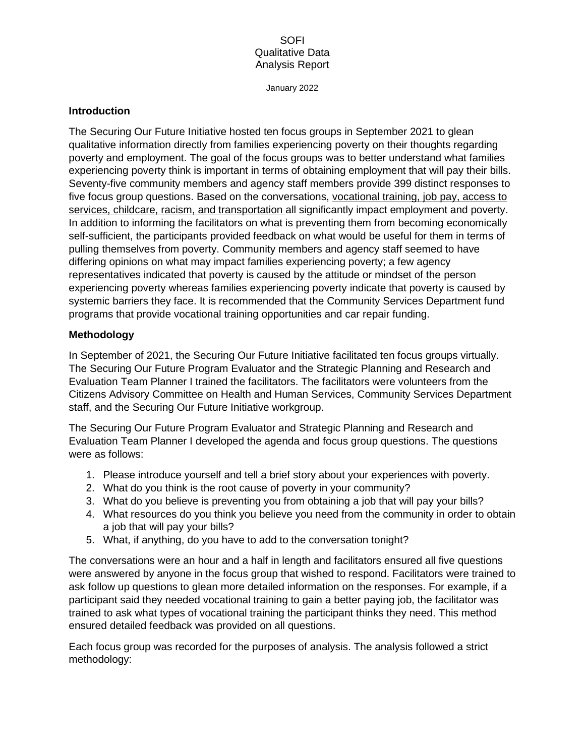SOFI
Qualitative Data
Analysis Report

January 2022

## Introduction

The Securing Our Future Initiative hosted ten focus groups in September 2021 to glean qualitative information directly from families experiencing poverty on their thoughts regarding poverty and employment. The goal of the focus groups was to better understand what families experiencing poverty think is important in terms of obtaining employment that will pay their bills. Seventy-five community members and agency staff members provide 399 distinct responses to five focus group questions. Based on the conversations, <u>vocational training, job pay, access to services, childcare, racism, and transportation</u> all significantly impact employment and poverty. In addition to informing the facilitators on what is preventing them from becoming economically self-sufficient, the participants provided feedback on what would be useful for them in terms of pulling themselves from poverty. Community members and agency staff seemed to have differing opinions on what may impact families experiencing poverty; a few agency representatives indicated that poverty is caused by the attitude or mindset of the person experiencing poverty whereas families experiencing poverty indicate that poverty is caused by systemic barriers they face. It is recommended that the Community Services Department fund programs that provide vocational training opportunities and car repair funding.

## Methodology

In September of 2021, the Securing Our Future Initiative facilitated ten focus groups virtually. The Securing Our Future Program Evaluator and the Strategic Planning and Research and Evaluation Team Planner I trained the facilitators. The facilitators were volunteers from the Citizens Advisory Committee on Health and Human Services, Community Services Department staff, and the Securing Our Future Initiative workgroup.

The Securing Our Future Program Evaluator and Strategic Planning and Research and Evaluation Team Planner I developed the agenda and focus group questions. The questions were as follows:

1. Please introduce yourself and tell a brief story about your experiences with poverty.
2. What do you think is the root cause of poverty in your community?
3. What do you believe is preventing you from obtaining a job that will pay your bills?
4. What resources do you think you believe you need from the community in order to obtain a job that will pay your bills?
5. What, if anything, do you have to add to the conversation tonight?

The conversations were an hour and a half in length and facilitators ensured all five questions were answered by anyone in the focus group that wished to respond. Facilitators were trained to ask follow up questions to glean more detailed information on the responses. For example, if a participant said they needed vocational training to gain a better paying job, the facilitator was trained to ask what types of vocational training the participant thinks they need. This method ensured detailed feedback was provided on all questions.

Each focus group was recorded for the purposes of analysis. The analysis followed a strict methodology: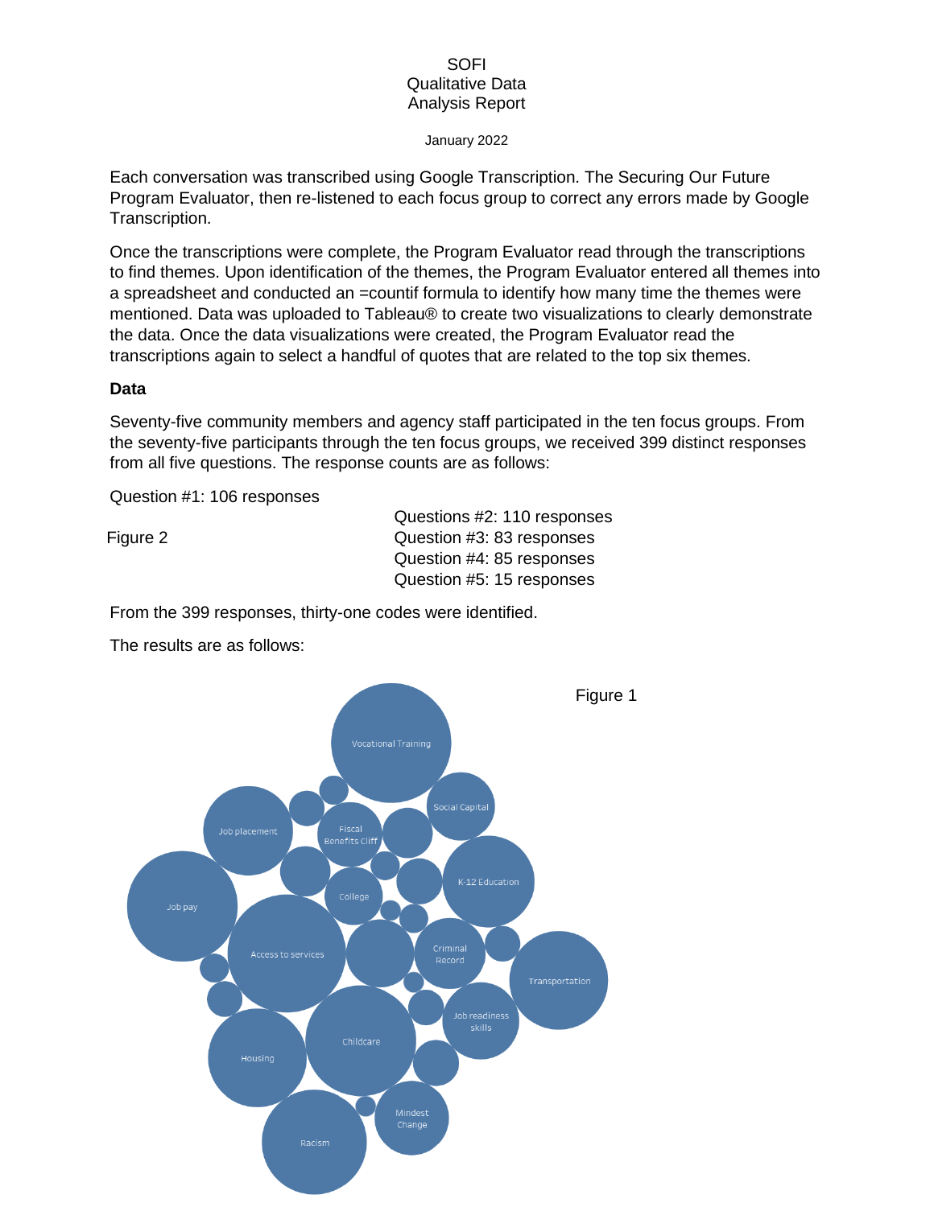SOFI
Qualitative Data
Analysis Report

January 2022

Each conversation was transcribed using Google Transcription. The Securing Our Future Program Evaluator, then re-listened to each focus group to correct any errors made by Google Transcription.

Once the transcriptions were complete, the Program Evaluator read through the transcriptions to find themes. Upon identification of the themes, the Program Evaluator entered all themes into a spreadsheet and conducted an =countif formula to identify how many time the themes were mentioned. Data was uploaded to Tableau® to create two visualizations to clearly demonstrate the data. Once the data visualizations were created, the Program Evaluator read the transcriptions again to select a handful of quotes that are related to the top six themes.

### Data

Seventy-five community members and agency staff participated in the ten focus groups. From the seventy-five participants through the ten focus groups, we received 399 distinct responses from all five questions. The response counts are as follows:

Question #1: 106 responses
Questions #2: 110 responses
Question #3: 83 responses
Question #4: 85 responses
Question #5: 15 responses

Figure 2

From the 399 responses, thirty-one codes were identified.

The results are as follows:

Figure 1

Vocational Training, Social Capital, Job placement, Fiscal Benefits Cliff, K-12 Education, Job pay, College, Access to services, Criminal Record, Transportation, Job readiness skills, Housing, Childcare, Mindest Change, Racism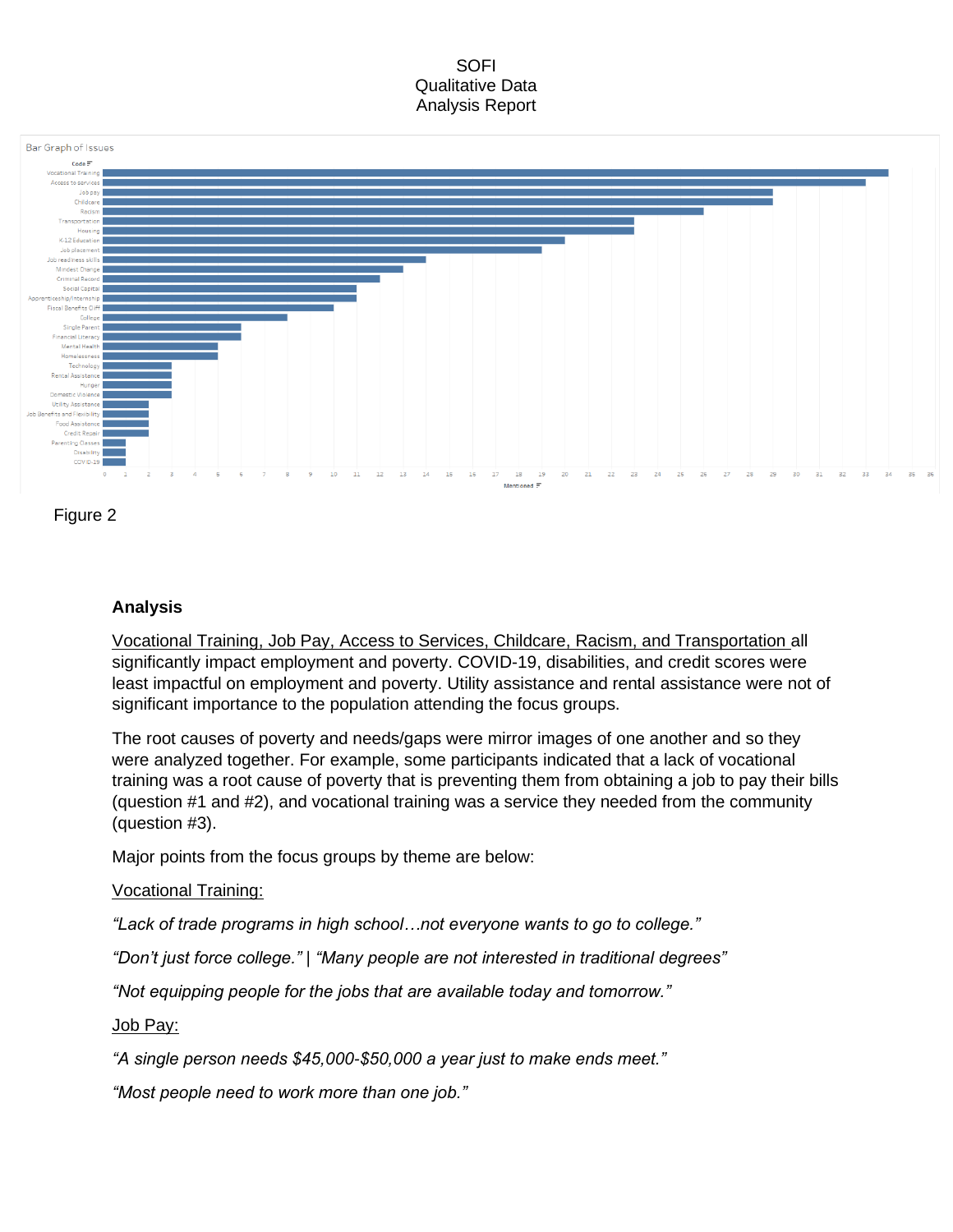Bar Graph of Issues

| Code | Mentioned |
|---|---|
| Vocational Training | 34 |
| Access to services | 33 |
| Job pay | 29 |
| Childcare | 29 |
| Racism | 26 |
| Transportation | 23 |
| Housing | 23 |
| K-12 Education | 20 |
| Job placement | 19 |
| Job readiness skills | 14 |
| Mindset Change | 13 |
| Criminal Record | 12 |
| Social Capital | 11 |
| Apprenticeship/Internship | 11 |
| Fiscal Benefits Cliff | 10 |
| College | 8 |
| Single Parent | 6 |
| Financial Literacy | 6 |
| Mental Health | 5 |
| Homelessness | 5 |
| Technology | 3 |
| Rental Assistance | 3 |
| Hunger | 3 |
| Domestic Violence | 3 |
| Utility Assistance | 2 |
| Job Benefits and Flexibility | 2 |
| Food Assistance | 2 |
| Credit Repair | 2 |
| Parenting Classes | 1 |
| Disability | 1 |
| COVID-19 | 1 |

Figure 2

**Analysis**

Vocational Training, Job Pay, Access to Services, Childcare, Racism, and Transportation all significantly impact employment and poverty. COVID-19, disabilities, and credit scores were least impactful on employment and poverty. Utility assistance and rental assistance were not of significant importance to the population attending the focus groups.

The root causes of poverty and needs/gaps were mirror images of one another and so they were analyzed together. For example, some participants indicated that a lack of vocational training was a root cause of poverty that is preventing them from obtaining a job to pay their bills (question #1 and #2), and vocational training was a service they needed from the community (question #3).

Major points from the focus groups by theme are below:

Vocational Training:

*"Lack of trade programs in high school…not everyone wants to go to college."*

*"Don't just force college."* | *"Many people are not interested in traditional degrees"*

*"Not equipping people for the jobs that are available today and tomorrow."*

Job Pay:

*"A single person needs $45,000-$50,000 a year just to make ends meet."*

*"Most people need to work more than one job."*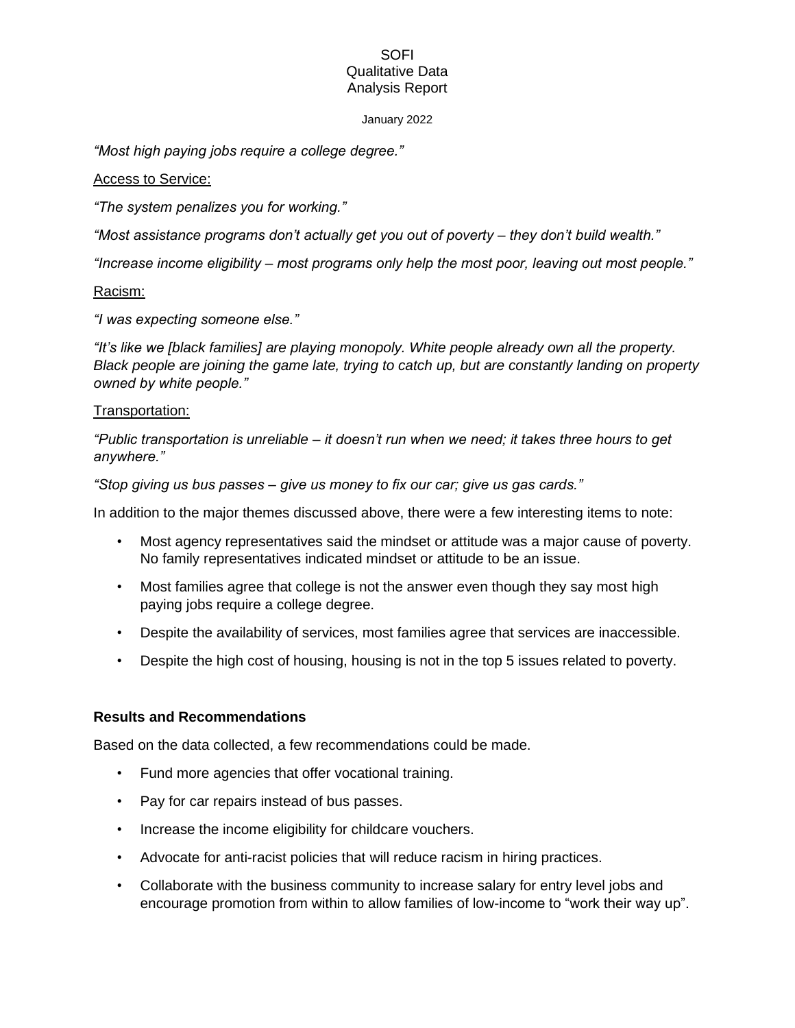*"Most high paying jobs require a college degree."*

Access to Service:

*"The system penalizes you for working."*

*"Most assistance programs don't actually get you out of poverty – they don't build wealth."*

*"Increase income eligibility – most programs only help the most poor, leaving out most people."*

Racism:

*"I was expecting someone else."*

*"It's like we [black families] are playing monopoly. White people already own all the property. Black people are joining the game late, trying to catch up, but are constantly landing on property owned by white people."*

Transportation:

*"Public transportation is unreliable – it doesn't run when we need; it takes three hours to get anywhere."*

*"Stop giving us bus passes – give us money to fix our car; give us gas cards."*

In addition to the major themes discussed above, there were a few interesting items to note:

- Most agency representatives said the mindset or attitude was a major cause of poverty. No family representatives indicated mindset or attitude to be an issue.
- Most families agree that college is not the answer even though they say most high paying jobs require a college degree.
- Despite the availability of services, most families agree that services are inaccessible.
- Despite the high cost of housing, housing is not in the top 5 issues related to poverty.

**Results and Recommendations**

Based on the data collected, a few recommendations could be made.

- Fund more agencies that offer vocational training.
- Pay for car repairs instead of bus passes.
- Increase the income eligibility for childcare vouchers.
- Advocate for anti-racist policies that will reduce racism in hiring practices.
- Collaborate with the business community to increase salary for entry level jobs and encourage promotion from within to allow families of low-income to "work their way up".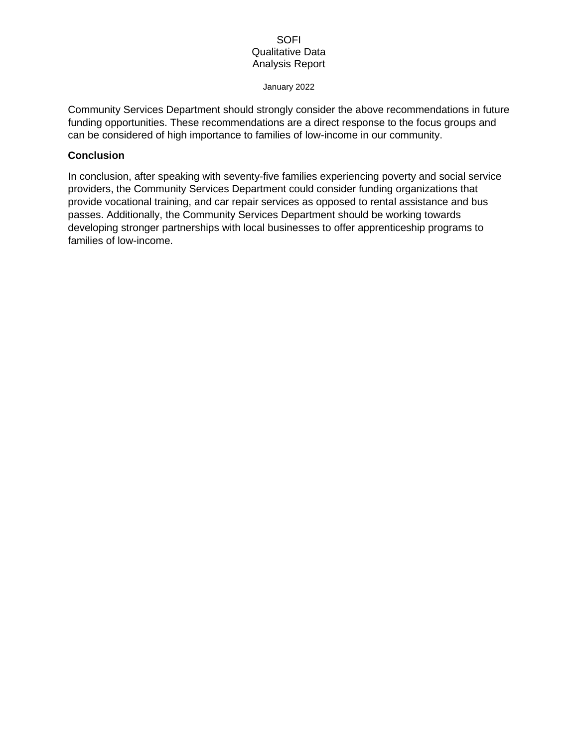Community Services Department should strongly consider the above recommendations in future funding opportunities. These recommendations are a direct response to the focus groups and can be considered of high importance to families of low-income in our community.

**Conclusion**

In conclusion, after speaking with seventy-five families experiencing poverty and social service providers, the Community Services Department could consider funding organizations that provide vocational training, and car repair services as opposed to rental assistance and bus passes. Additionally, the Community Services Department should be working towards developing stronger partnerships with local businesses to offer apprenticeship programs to families of low-income.